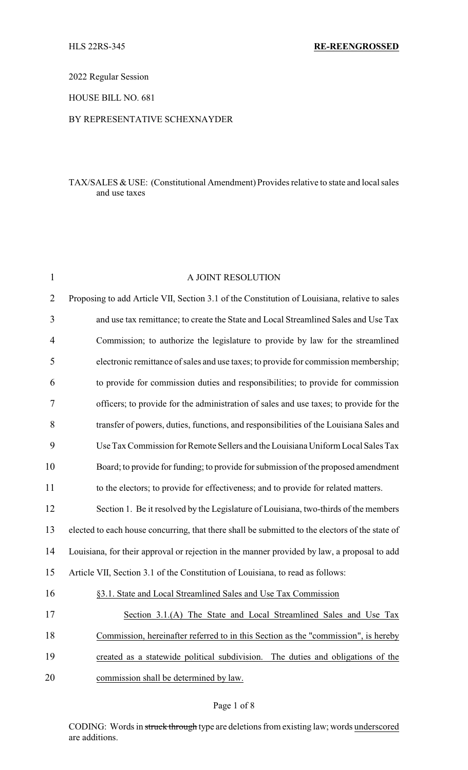HLS 22RS-345 **RE-REENGROSSED**

2022 Regular Session

HOUSE BILL NO. 681

BY REPRESENTATIVE SCHEXNAYDER

TAX/SALES & USE: (Constitutional Amendment) Provides relative to state and local sales and use taxes

A JOINT RESOLUTION

Proposing to add Article VII, Section 3.1 of the Constitution of Louisiana, relative to sales and use tax remittance; to create the State and Local Streamlined Sales and Use Tax Commission; to authorize the legislature to provide by law for the streamlined electronic remittance of sales and use taxes; to provide for commission membership; to provide for commission duties and responsibilities; to provide for commission officers; to provide for the administration of sales and use taxes; to provide for the transfer of powers, duties, functions, and responsibilities of the Louisiana Sales and Use Tax Commission for Remote Sellers and the Louisiana Uniform Local Sales Tax Board; to provide for funding; to provide for submission of the proposed amendment to the electors; to provide for effectiveness; and to provide for related matters.

Section 1. Be it resolved by the Legislature of Louisiana, two-thirds of the members elected to each house concurring, that there shall be submitted to the electors of the state of Louisiana, for their approval or rejection in the manner provided by law, a proposal to add Article VII, Section 3.1 of the Constitution of Louisiana, to read as follows:

§3.1. State and Local Streamlined Sales and Use Tax Commission

Section 3.1.(A) The State and Local Streamlined Sales and Use Tax Commission, hereinafter referred to in this Section as the "commission", is hereby created as a statewide political subdivision. The duties and obligations of the commission shall be determined by law.

CODING: Words in ~~struck through~~ type are deletions from existing law; words underscored are additions.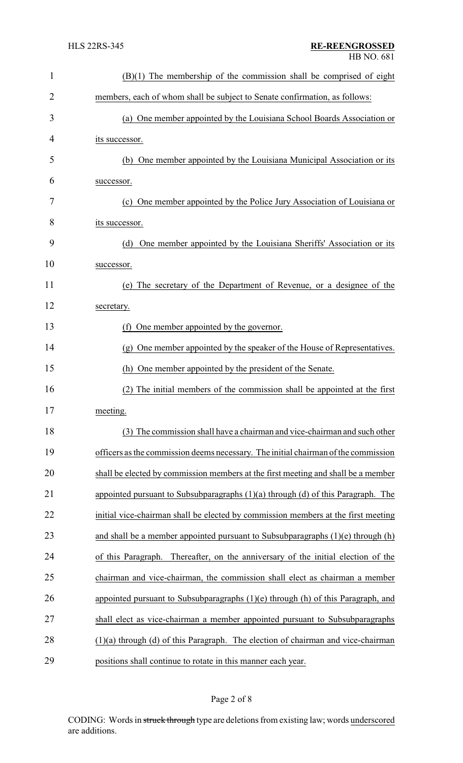(B)(1) The membership of the commission shall be comprised of eight members, each of whom shall be subject to Senate confirmation, as follows:

(a) One member appointed by the Louisiana School Boards Association or its successor.

(b) One member appointed by the Louisiana Municipal Association or its successor.

(c) One member appointed by the Police Jury Association of Louisiana or its successor.

(d) One member appointed by the Louisiana Sheriffs' Association or its successor.

(e) The secretary of the Department of Revenue, or a designee of the secretary.

(f) One member appointed by the governor.

(g) One member appointed by the speaker of the House of Representatives.

(h) One member appointed by the president of the Senate.

(2) The initial members of the commission shall be appointed at the first meeting.

(3) The commission shall have a chairman and vice-chairman and such other officers as the commission deems necessary. The initial chairman of the commission shall be elected by commission members at the first meeting and shall be a member appointed pursuant to Subsubparagraphs (1)(a) through (d) of this Paragraph. The initial vice-chairman shall be elected by commission members at the first meeting and shall be a member appointed pursuant to Subsubparagraphs (1)(e) through (h) of this Paragraph. Thereafter, on the anniversary of the initial election of the chairman and vice-chairman, the commission shall elect as chairman a member appointed pursuant to Subsubparagraphs (1)(e) through (h) of this Paragraph, and shall elect as vice-chairman a member appointed pursuant to Subsubparagraphs (1)(a) through (d) of this Paragraph. The election of chairman and vice-chairman positions shall continue to rotate in this manner each year.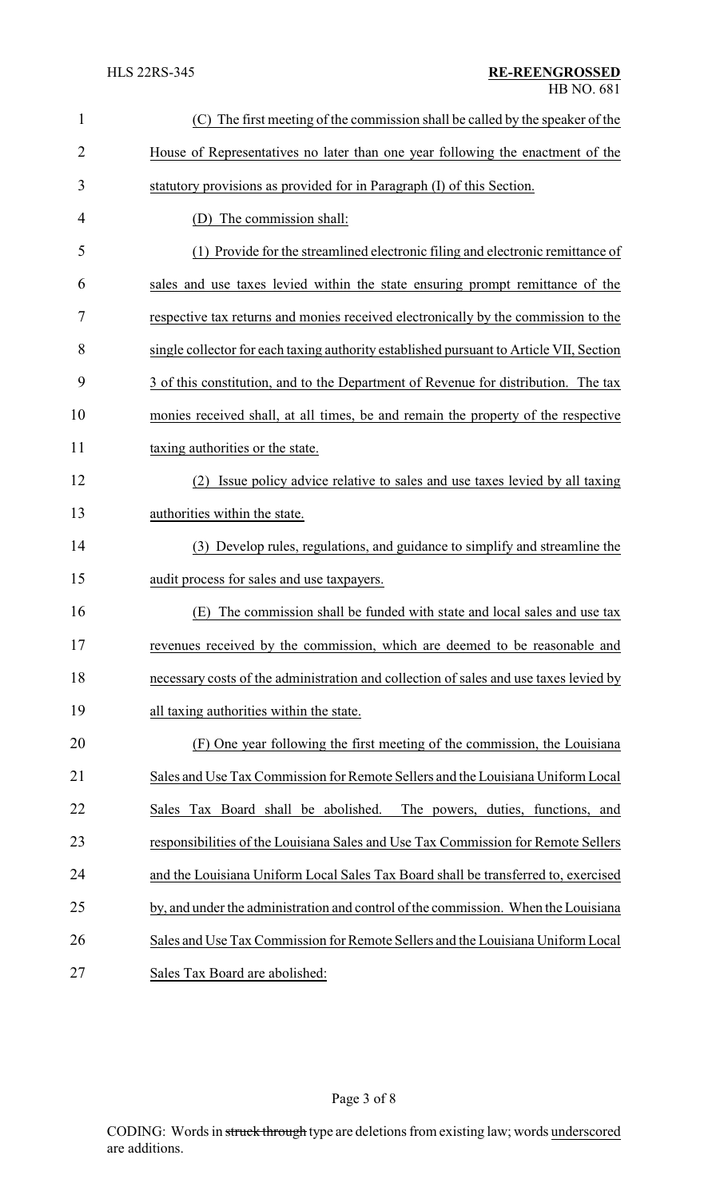(C) The first meeting of the commission shall be called by the speaker of the House of Representatives no later than one year following the enactment of the statutory provisions as provided for in Paragraph (I) of this Section.

(D) The commission shall:

(1) Provide for the streamlined electronic filing and electronic remittance of sales and use taxes levied within the state ensuring prompt remittance of the respective tax returns and monies received electronically by the commission to the single collector for each taxing authority established pursuant to Article VII, Section 3 of this constitution, and to the Department of Revenue for distribution. The tax monies received shall, at all times, be and remain the property of the respective taxing authorities or the state.

(2) Issue policy advice relative to sales and use taxes levied by all taxing authorities within the state.

(3) Develop rules, regulations, and guidance to simplify and streamline the audit process for sales and use taxpayers.

(E) The commission shall be funded with state and local sales and use tax revenues received by the commission, which are deemed to be reasonable and necessary costs of the administration and collection of sales and use taxes levied by all taxing authorities within the state.

(F) One year following the first meeting of the commission, the Louisiana Sales and Use Tax Commission for Remote Sellers and the Louisiana Uniform Local Sales Tax Board shall be abolished. The powers, duties, functions, and responsibilities of the Louisiana Sales and Use Tax Commission for Remote Sellers and the Louisiana Uniform Local Sales Tax Board shall be transferred to, exercised by, and under the administration and control of the commission. When the Louisiana Sales and Use Tax Commission for Remote Sellers and the Louisiana Uniform Local Sales Tax Board are abolished: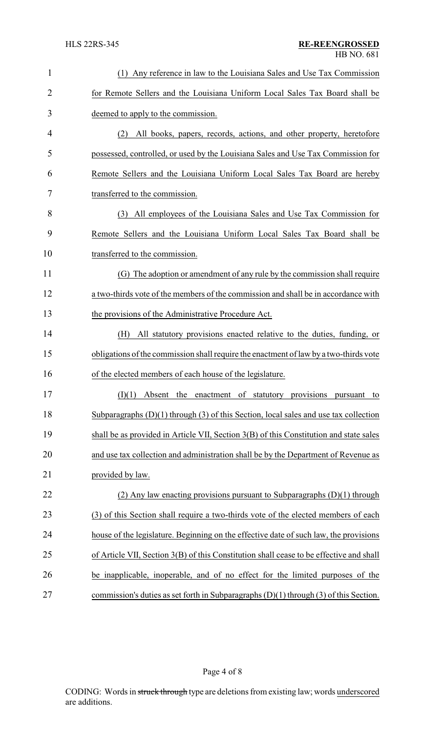(1) Any reference in law to the Louisiana Sales and Use Tax Commission for Remote Sellers and the Louisiana Uniform Local Sales Tax Board shall be deemed to apply to the commission.

(2) All books, papers, records, actions, and other property, heretofore possessed, controlled, or used by the Louisiana Sales and Use Tax Commission for Remote Sellers and the Louisiana Uniform Local Sales Tax Board are hereby transferred to the commission.

(3) All employees of the Louisiana Sales and Use Tax Commission for Remote Sellers and the Louisiana Uniform Local Sales Tax Board shall be transferred to the commission.

(G) The adoption or amendment of any rule by the commission shall require a two-thirds vote of the members of the commission and shall be in accordance with the provisions of the Administrative Procedure Act.

(H) All statutory provisions enacted relative to the duties, funding, or obligations of the commission shall require the enactment of law by a two-thirds vote of the elected members of each house of the legislature.

(I)(1) Absent the enactment of statutory provisions pursuant to Subparagraphs (D)(1) through (3) of this Section, local sales and use tax collection shall be as provided in Article VII, Section 3(B) of this Constitution and state sales and use tax collection and administration shall be by the Department of Revenue as provided by law.

(2) Any law enacting provisions pursuant to Subparagraphs (D)(1) through (3) of this Section shall require a two-thirds vote of the elected members of each house of the legislature. Beginning on the effective date of such law, the provisions of Article VII, Section 3(B) of this Constitution shall cease to be effective and shall be inapplicable, inoperable, and of no effect for the limited purposes of the commission's duties as set forth in Subparagraphs (D)(1) through (3) of this Section.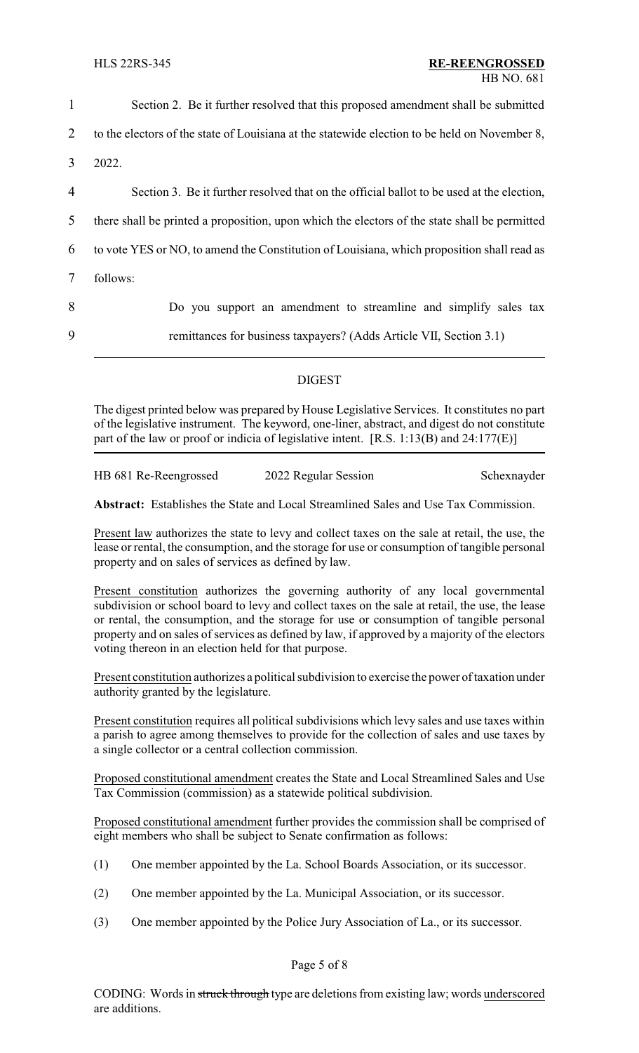Section 2. Be it further resolved that this proposed amendment shall be submitted to the electors of the state of Louisiana at the statewide election to be held on November 8, 2022.

Section 3. Be it further resolved that on the official ballot to be used at the election, there shall be printed a proposition, upon which the electors of the state shall be permitted to vote YES or NO, to amend the Constitution of Louisiana, which proposition shall read as follows:

> Do you support an amendment to streamline and simplify sales tax remittances for business taxpayers? (Adds Article VII, Section 3.1)

---

## DIGEST

The digest printed below was prepared by House Legislative Services. It constitutes no part of the legislative instrument. The keyword, one-liner, abstract, and digest do not constitute part of the law or proof or indicia of legislative intent. [R.S. 1:13(B) and 24:177(E)]

---

HB 681 Re-Reengrossed    2022 Regular Session    Schexnayder

**Abstract:** Establishes the State and Local Streamlined Sales and Use Tax Commission.

Present law authorizes the state to levy and collect taxes on the sale at retail, the use, the lease or rental, the consumption, and the storage for use or consumption of tangible personal property and on sales of services as defined by law.

Present constitution authorizes the governing authority of any local governmental subdivision or school board to levy and collect taxes on the sale at retail, the use, the lease or rental, the consumption, and the storage for use or consumption of tangible personal property and on sales of services as defined by law, if approved by a majority of the electors voting thereon in an election held for that purpose.

Present constitution authorizes a political subdivision to exercise the power of taxation under authority granted by the legislature.

Present constitution requires all political subdivisions which levy sales and use taxes within a parish to agree among themselves to provide for the collection of sales and use taxes by a single collector or a central collection commission.

Proposed constitutional amendment creates the State and Local Streamlined Sales and Use Tax Commission (commission) as a statewide political subdivision.

Proposed constitutional amendment further provides the commission shall be comprised of eight members who shall be subject to Senate confirmation as follows:

(1) One member appointed by the La. School Boards Association, or its successor.

(2) One member appointed by the La. Municipal Association, or its successor.

(3) One member appointed by the Police Jury Association of La., or its successor.

CODING: Words in ~~struck through~~ type are deletions from existing law; words underscored are additions.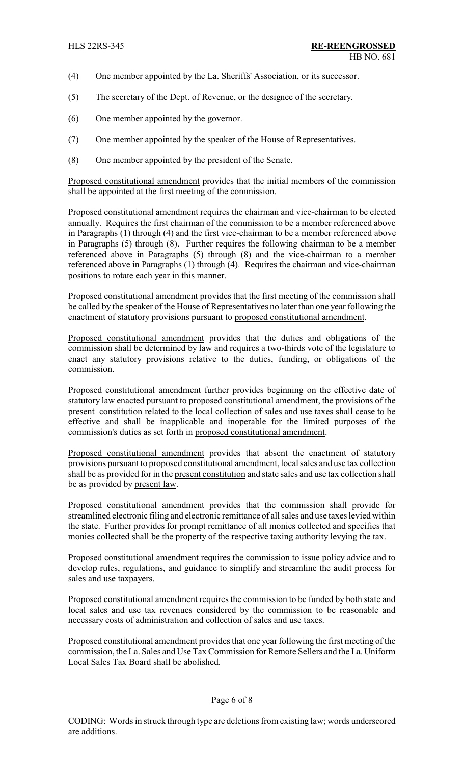(4) One member appointed by the La. Sheriffs' Association, or its successor.

(5) The secretary of the Dept. of Revenue, or the designee of the secretary.

(6) One member appointed by the governor.

(7) One member appointed by the speaker of the House of Representatives.

(8) One member appointed by the president of the Senate.

Proposed constitutional amendment provides that the initial members of the commission shall be appointed at the first meeting of the commission.

Proposed constitutional amendment requires the chairman and vice-chairman to be elected annually. Requires the first chairman of the commission to be a member referenced above in Paragraphs (1) through (4) and the first vice-chairman to be a member referenced above in Paragraphs (5) through (8). Further requires the following chairman to be a member referenced above in Paragraphs (5) through (8) and the vice-chairman to a member referenced above in Paragraphs (1) through (4). Requires the chairman and vice-chairman positions to rotate each year in this manner.

Proposed constitutional amendment provides that the first meeting of the commission shall be called by the speaker of the House of Representatives no later than one year following the enactment of statutory provisions pursuant to proposed constitutional amendment.

Proposed constitutional amendment provides that the duties and obligations of the commission shall be determined by law and requires a two-thirds vote of the legislature to enact any statutory provisions relative to the duties, funding, or obligations of the commission.

Proposed constitutional amendment further provides beginning on the effective date of statutory law enacted pursuant to proposed constitutional amendment, the provisions of the present constitution related to the local collection of sales and use taxes shall cease to be effective and shall be inapplicable and inoperable for the limited purposes of the commission's duties as set forth in proposed constitutional amendment.

Proposed constitutional amendment provides that absent the enactment of statutory provisions pursuant to proposed constitutional amendment, local sales and use tax collection shall be as provided for in the present constitution and state sales and use tax collection shall be as provided by present law.

Proposed constitutional amendment provides that the commission shall provide for streamlined electronic filing and electronic remittance of all sales and use taxes levied within the state. Further provides for prompt remittance of all monies collected and specifies that monies collected shall be the property of the respective taxing authority levying the tax.

Proposed constitutional amendment requires the commission to issue policy advice and to develop rules, regulations, and guidance to simplify and streamline the audit process for sales and use taxpayers.

Proposed constitutional amendment requires the commission to be funded by both state and local sales and use tax revenues considered by the commission to be reasonable and necessary costs of administration and collection of sales and use taxes.

Proposed constitutional amendment provides that one year following the first meeting of the commission, the La. Sales and Use Tax Commission for Remote Sellers and the La. Uniform Local Sales Tax Board shall be abolished.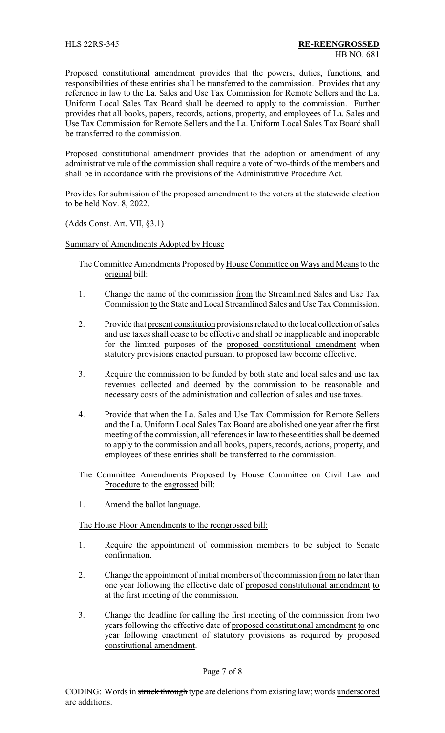Proposed constitutional amendment provides that the powers, duties, functions, and responsibilities of these entities shall be transferred to the commission. Provides that any reference in law to the La. Sales and Use Tax Commission for Remote Sellers and the La. Uniform Local Sales Tax Board shall be deemed to apply to the commission. Further provides that all books, papers, records, actions, property, and employees of La. Sales and Use Tax Commission for Remote Sellers and the La. Uniform Local Sales Tax Board shall be transferred to the commission.

Proposed constitutional amendment provides that the adoption or amendment of any administrative rule of the commission shall require a vote of two-thirds of the members and shall be in accordance with the provisions of the Administrative Procedure Act.

Provides for submission of the proposed amendment to the voters at the statewide election to be held Nov. 8, 2022.

(Adds Const. Art. VII, §3.1)

Summary of Amendments Adopted by House

The Committee Amendments Proposed by House Committee on Ways and Means to the original bill:

1. Change the name of the commission from the Streamlined Sales and Use Tax Commission to the State and Local Streamlined Sales and Use Tax Commission.

2. Provide that present constitution provisions related to the local collection of sales and use taxes shall cease to be effective and shall be inapplicable and inoperable for the limited purposes of the proposed constitutional amendment when statutory provisions enacted pursuant to proposed law become effective.

3. Require the commission to be funded by both state and local sales and use tax revenues collected and deemed by the commission to be reasonable and necessary costs of the administration and collection of sales and use taxes.

4. Provide that when the La. Sales and Use Tax Commission for Remote Sellers and the La. Uniform Local Sales Tax Board are abolished one year after the first meeting of the commission, all references in law to these entities shall be deemed to apply to the commission and all books, papers, records, actions, property, and employees of these entities shall be transferred to the commission.

The Committee Amendments Proposed by House Committee on Civil Law and Procedure to the engrossed bill:

1. Amend the ballot language.

The House Floor Amendments to the reengrossed bill:

1. Require the appointment of commission members to be subject to Senate confirmation.

2. Change the appointment of initial members of the commission from no later than one year following the effective date of proposed constitutional amendment to at the first meeting of the commission.

3. Change the deadline for calling the first meeting of the commission from two years following the effective date of proposed constitutional amendment to one year following enactment of statutory provisions as required by proposed constitutional amendment.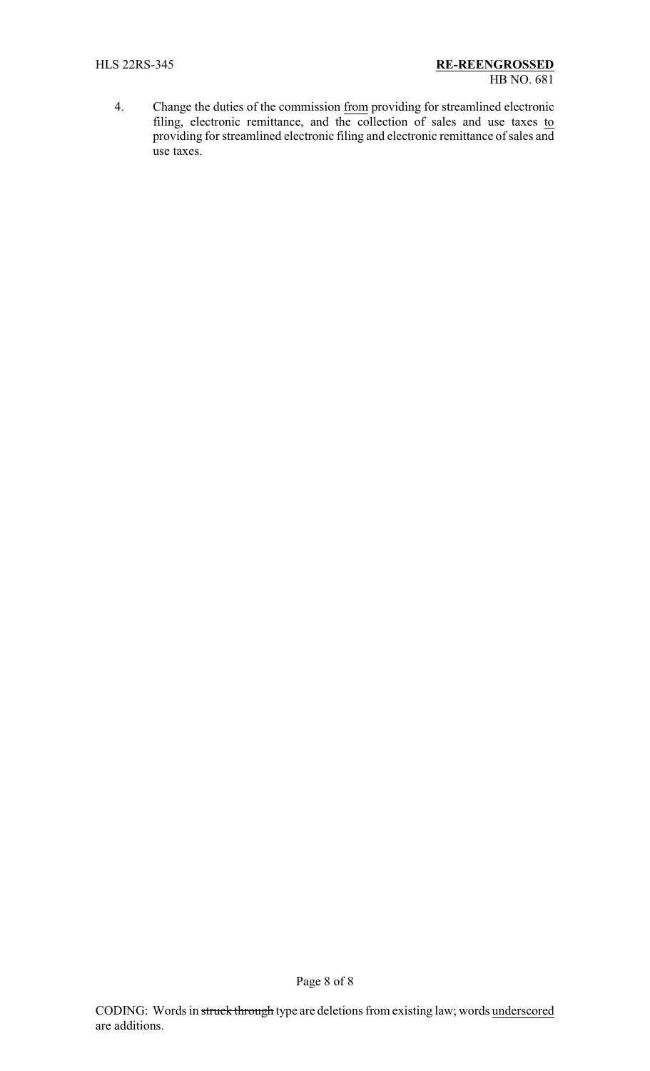4. Change the duties of the commission from providing for streamlined electronic filing, electronic remittance, and the collection of sales and use taxes to providing for streamlined electronic filing and electronic remittance of sales and use taxes.

CODING: Words in ~~struck through~~ type are deletions from existing law; words underscored are additions.